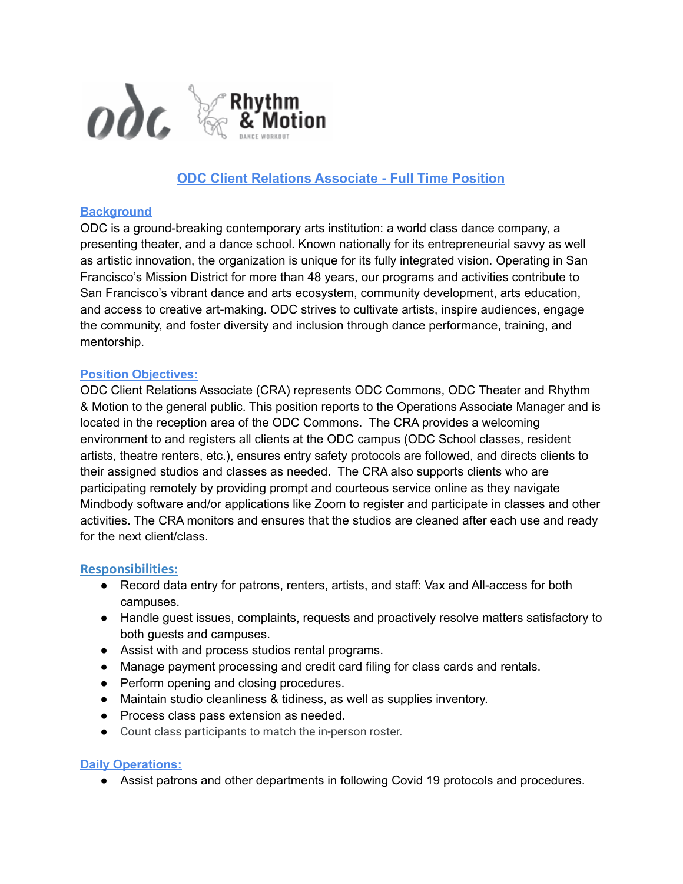# ODC Client Relations Associate - Full Time Position

## Background

ODC is a ground-breaking contemporary arts institution: a world class dance company, a presenting theater, and a dance school. Known nationally for its entrepreneurial savvy as well as artistic innovation, the organization is unique for its fully integrated vision. Operating in San Francisco's Mission District for more than 48 years, our programs and activities contribute to San Francisco's vibrant dance and arts ecosystem, community development, arts education, and access to creative art-making. ODC strives to cultivate artists, inspire audiences, engage the community, and foster diversity and inclusion through dance performance, training, and mentorship.

## Position Objectives:

ODC Client Relations Associate (CRA) represents ODC Commons, ODC Theater and Rhythm & Motion to the general public. This position reports to the Operations Associate Manager and is located in the reception area of the ODC Commons. The CRA provides a welcoming environment to and registers all clients at the ODC campus (ODC School classes, resident artists, theatre renters, etc.), ensures entry safety protocols are followed, and directs clients to their assigned studios and classes as needed. The CRA also supports clients who are participating remotely by providing prompt and courteous service online as they navigate Mindbody software and/or applications like Zoom to register and participate in classes and other activities. The CRA monitors and ensures that the studios are cleaned after each use and ready for the next client/class.

## Responsibilities:

- Record data entry for patrons, renters, artists, and staff: Vax and All-access for both campuses.
- Handle guest issues, complaints, requests and proactively resolve matters satisfactory to both guests and campuses.
- Assist with and process studios rental programs.
- Manage payment processing and credit card filing for class cards and rentals.
- Perform opening and closing procedures.
- Maintain studio cleanliness & tidiness, as well as supplies inventory.
- Process class pass extension as needed.
- Count class participants to match the in-person roster.

## Daily Operations:

- Assist patrons and other departments in following Covid 19 protocols and procedures.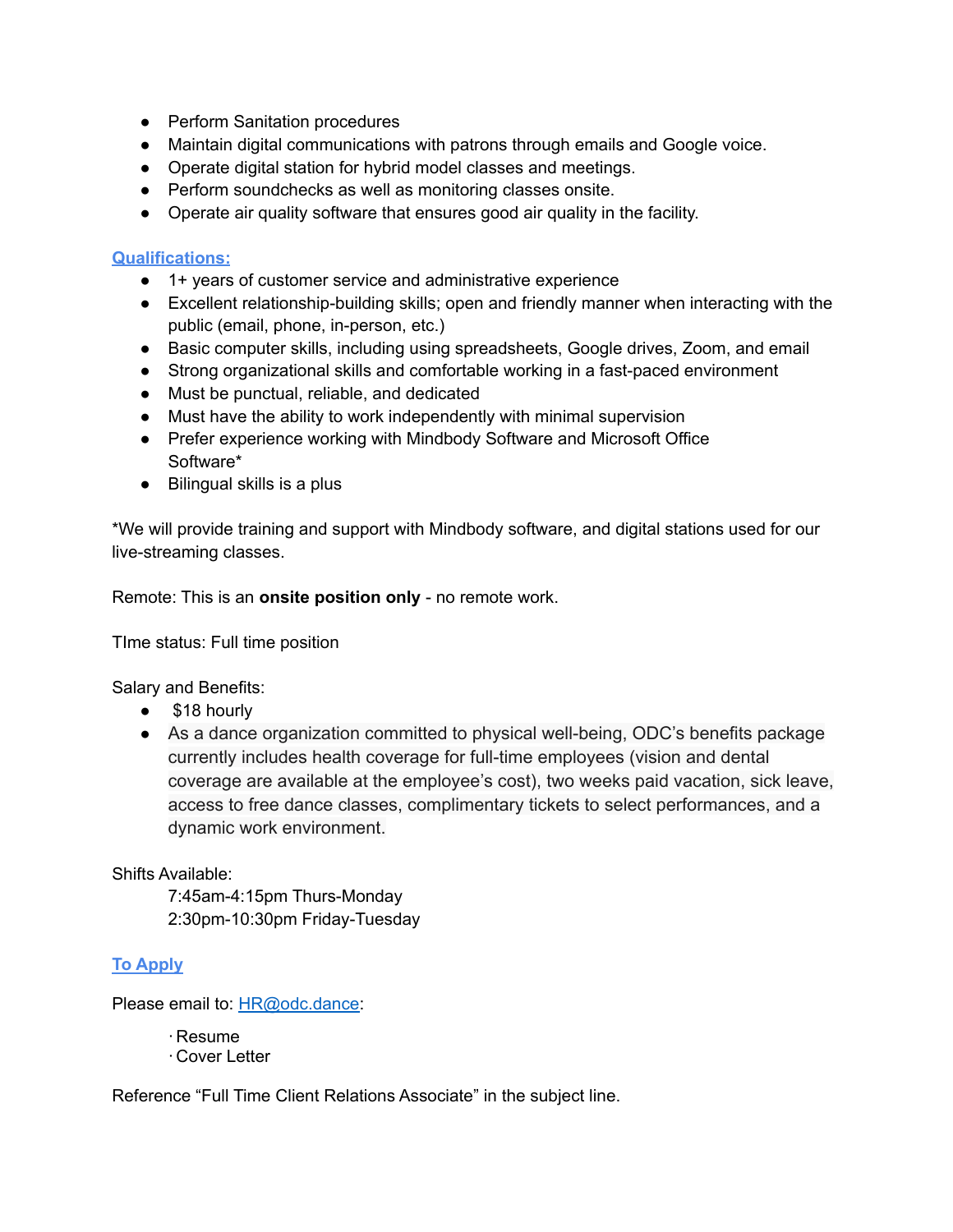- Perform Sanitation procedures
- Maintain digital communications with patrons through emails and Google voice.
- Operate digital station for hybrid model classes and meetings.
- Perform soundchecks as well as monitoring classes onsite.
- Operate air quality software that ensures good air quality in the facility.

## Qualifications:

- 1+ years of customer service and administrative experience
- Excellent relationship-building skills; open and friendly manner when interacting with the public (email, phone, in-person, etc.)
- Basic computer skills, including using spreadsheets, Google drives, Zoom, and email
- Strong organizational skills and comfortable working in a fast-paced environment
- Must be punctual, reliable, and dedicated
- Must have the ability to work independently with minimal supervision
- Prefer experience working with Mindbody Software and Microsoft Office Software*
- Bilingual skills is a plus

*We will provide training and support with Mindbody software, and digital stations used for our live-streaming classes.

Remote: This is an **onsite position only** - no remote work.

TIme status: Full time position

Salary and Benefits:

- $18 hourly
- As a dance organization committed to physical well-being, ODC's benefits package currently includes health coverage for full-time employees (vision and dental coverage are available at the employee's cost), two weeks paid vacation, sick leave, access to free dance classes, complimentary tickets to select performances, and a dynamic work environment.

Shifts Available:

7:45am-4:15pm Thurs-Monday
2:30pm-10:30pm Friday-Tuesday

## To Apply

Please email to: HR@odc.dance:

- Resume
- Cover Letter

Reference "Full Time Client Relations Associate" in the subject line.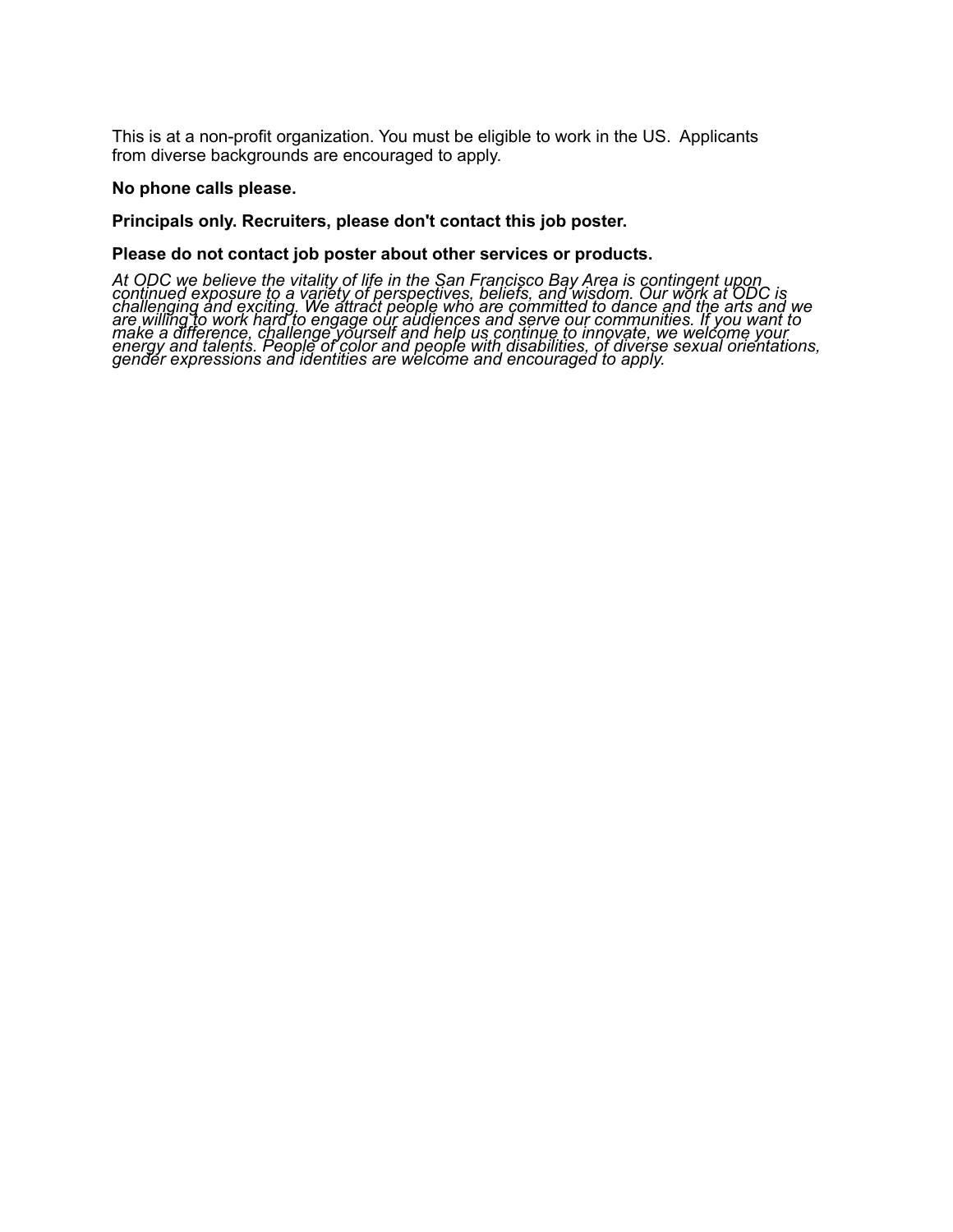This is at a non-profit organization. You must be eligible to work in the US. Applicants from diverse backgrounds are encouraged to apply.

**No phone calls please.**

**Principals only. Recruiters, please don't contact this job poster.**

**Please do not contact job poster about other services or products.**

*At ODC we believe the vitality of life in the San Francisco Bay Area is contingent upon continued exposure to a variety of perspectives, beliefs, and wisdom. Our work at ODC is challenging and exciting. We attract people who are committed to dance and the arts and we are willing to work hard to engage our audiences and serve our communities. If you want to make a difference, challenge yourself and help us continue to innovate, we welcome your energy and talents. People of color and people with disabilities, of diverse sexual orientations, gender expressions and identities are welcome and encouraged to apply.*